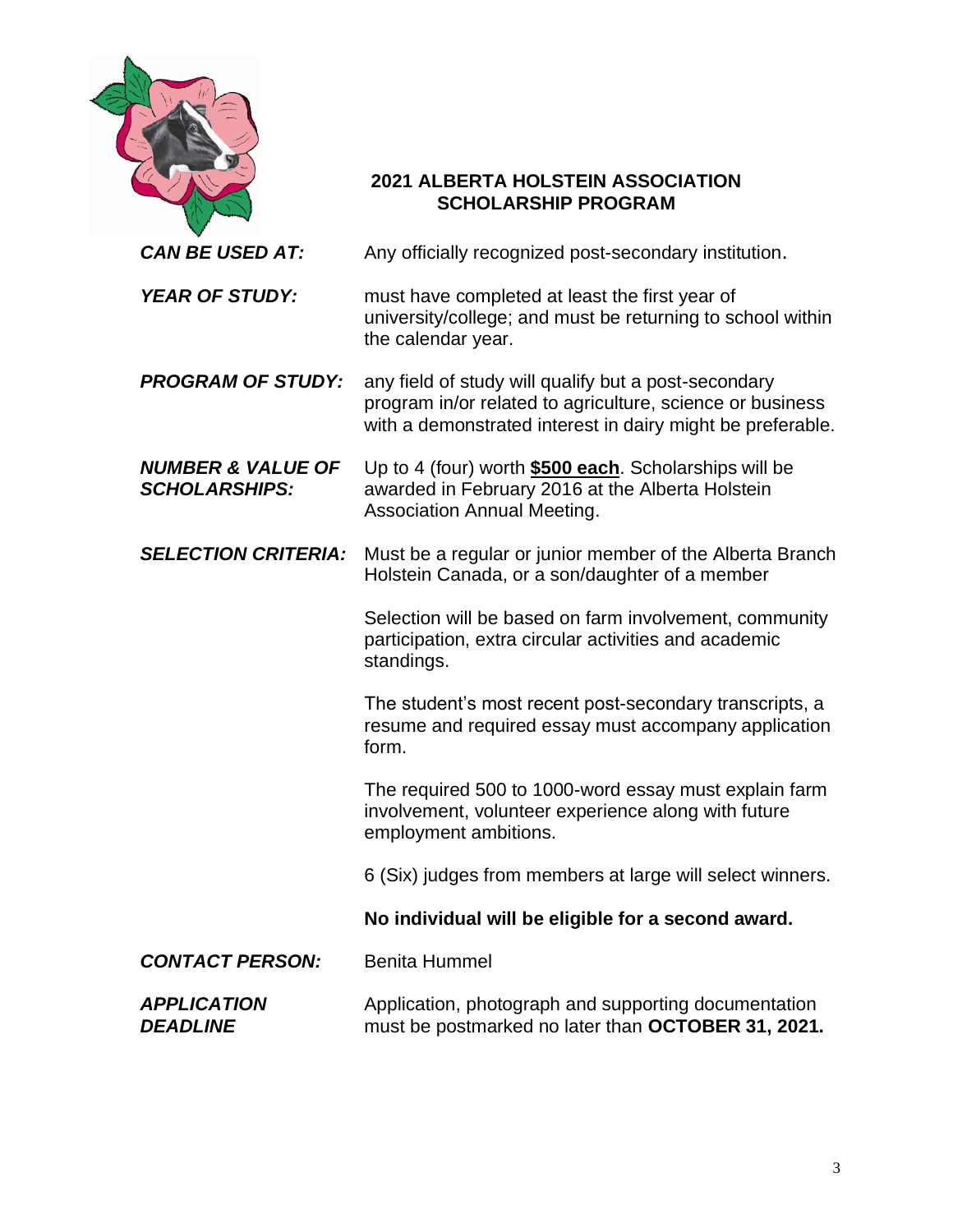# 2021 ALBERTA HOLSTEIN ASSOCIATION SCHOLARSHIP PROGRAM

***CAN BE USED AT:*** Any officially recognized post-secondary institution.

***YEAR OF STUDY:*** must have completed at least the first year of university/college; and must be returning to school within the calendar year.

***PROGRAM OF STUDY:*** any field of study will qualify but a post-secondary program in/or related to agriculture, science or business with a demonstrated interest in dairy might be preferable.

***NUMBER & VALUE OF SCHOLARSHIPS:*** Up to 4 (four) worth **$500 each**. Scholarships will be awarded in February 2016 at the Alberta Holstein Association Annual Meeting.

***SELECTION CRITERIA:*** Must be a regular or junior member of the Alberta Branch Holstein Canada, or a son/daughter of a member

Selection will be based on farm involvement, community participation, extra circular activities and academic standings.

The student's most recent post-secondary transcripts, a resume and required essay must accompany application form.

The required 500 to 1000-word essay must explain farm involvement, volunteer experience along with future employment ambitions.

6 (Six) judges from members at large will select winners.

**No individual will be eligible for a second award.**

***CONTACT PERSON:*** Benita Hummel

***APPLICATION DEADLINE*** Application, photograph and supporting documentation must be postmarked no later than **OCTOBER 31, 2021.**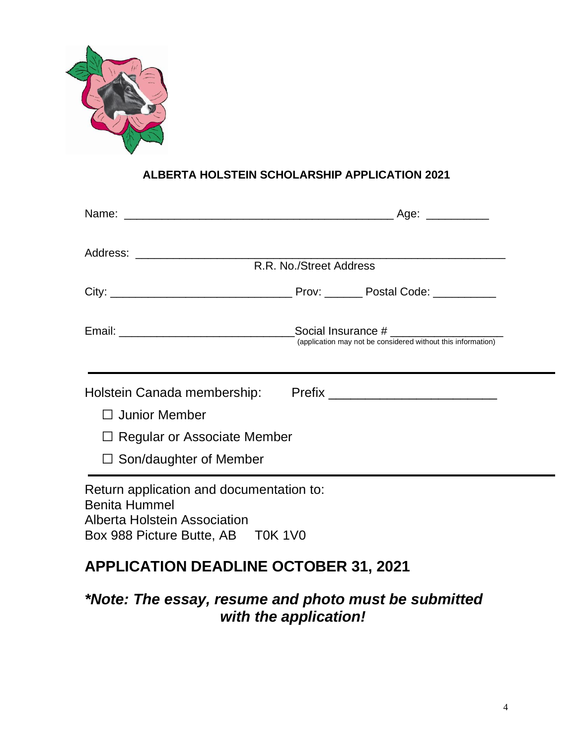**ALBERTA HOLSTEIN SCHOLARSHIP APPLICATION 2021**

Name: ______________________________________ Age: __________

Address: ______________________________________________
R.R. No./Street Address

City: ___________________________ Prov: ______ Postal Code: __________

Email: __________________________ Social Insurance # _________________
(application may not be considered without this information)

---

Holstein Canada membership: Prefix ______________________

☐ Junior Member

☐ Regular or Associate Member

☐ Son/daughter of Member

---

Return application and documentation to:
Benita Hummel
Alberta Holstein Association
Box 988 Picture Butte, AB T0K 1V0

## APPLICATION DEADLINE OCTOBER 31, 2021

***\*Note: The essay, resume and photo must be submitted with the application!***